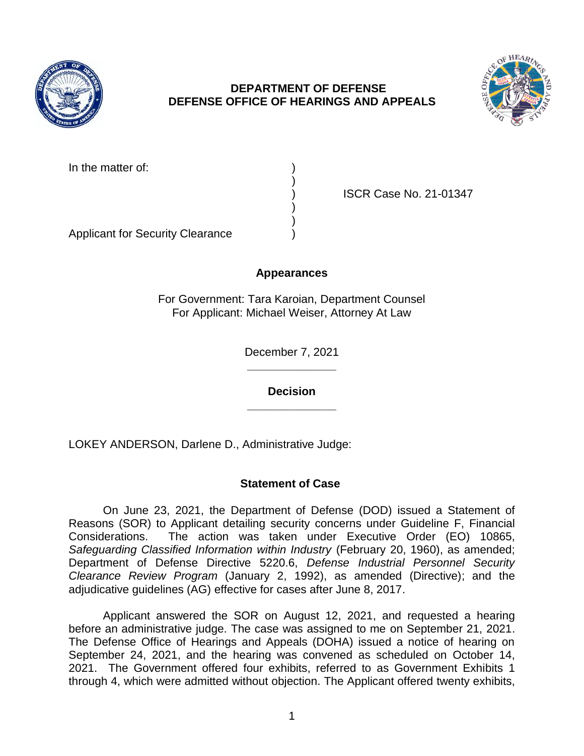**DEPARTMENT OF DEFENSE**
**DEFENSE OFFICE OF HEARINGS AND APPEALS**

In the matter of: )
)
) ISCR Case No. 21-01347
)
)
Applicant for Security Clearance )

## Appearances

For Government: Tara Karoian, Department Counsel
For Applicant: Michael Weiser, Attorney At Law

December 7, 2021

______________

## Decision

______________

LOKEY ANDERSON, Darlene D., Administrative Judge:

### Statement of Case

On June 23, 2021, the Department of Defense (DOD) issued a Statement of Reasons (SOR) to Applicant detailing security concerns under Guideline F, Financial Considerations. The action was taken under Executive Order (EO) 10865, *Safeguarding Classified Information within Industry* (February 20, 1960), as amended; Department of Defense Directive 5220.6, *Defense Industrial Personnel Security Clearance Review Program* (January 2, 1992), as amended (Directive); and the adjudicative guidelines (AG) effective for cases after June 8, 2017.

Applicant answered the SOR on August 12, 2021, and requested a hearing before an administrative judge. The case was assigned to me on September 21, 2021. The Defense Office of Hearings and Appeals (DOHA) issued a notice of hearing on September 24, 2021, and the hearing was convened as scheduled on October 14, 2021. The Government offered four exhibits, referred to as Government Exhibits 1 through 4, which were admitted without objection. The Applicant offered twenty exhibits,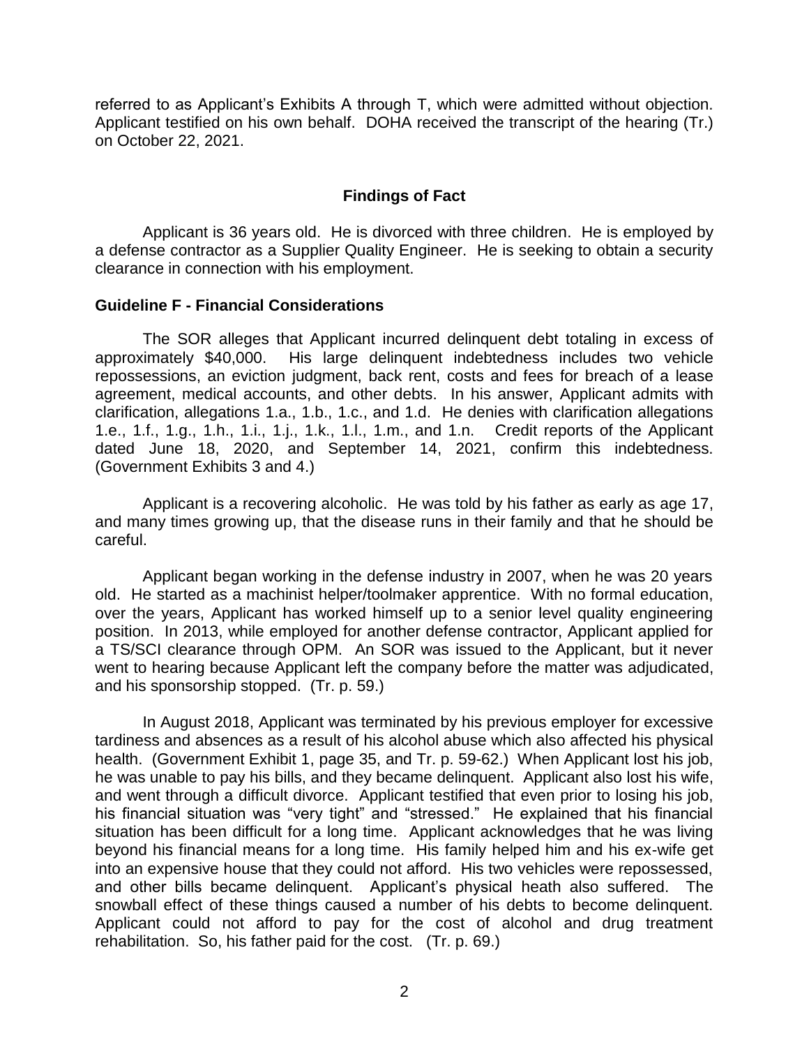referred to as Applicant's Exhibits A through T, which were admitted without objection. Applicant testified on his own behalf. DOHA received the transcript of the hearing (Tr.) on October 22, 2021.

## Findings of Fact

Applicant is 36 years old. He is divorced with three children. He is employed by a defense contractor as a Supplier Quality Engineer. He is seeking to obtain a security clearance in connection with his employment.

### Guideline F - Financial Considerations

The SOR alleges that Applicant incurred delinquent debt totaling in excess of approximately $40,000. His large delinquent indebtedness includes two vehicle repossessions, an eviction judgment, back rent, costs and fees for breach of a lease agreement, medical accounts, and other debts. In his answer, Applicant admits with clarification, allegations 1.a., 1.b., 1.c., and 1.d. He denies with clarification allegations 1.e., 1.f., 1.g., 1.h., 1.i., 1.j., 1.k., 1.l., 1.m., and 1.n. Credit reports of the Applicant dated June 18, 2020, and September 14, 2021, confirm this indebtedness. (Government Exhibits 3 and 4.)

Applicant is a recovering alcoholic. He was told by his father as early as age 17, and many times growing up, that the disease runs in their family and that he should be careful.

Applicant began working in the defense industry in 2007, when he was 20 years old. He started as a machinist helper/toolmaker apprentice. With no formal education, over the years, Applicant has worked himself up to a senior level quality engineering position. In 2013, while employed for another defense contractor, Applicant applied for a TS/SCI clearance through OPM. An SOR was issued to the Applicant, but it never went to hearing because Applicant left the company before the matter was adjudicated, and his sponsorship stopped. (Tr. p. 59.)

In August 2018, Applicant was terminated by his previous employer for excessive tardiness and absences as a result of his alcohol abuse which also affected his physical health. (Government Exhibit 1, page 35, and Tr. p. 59-62.) When Applicant lost his job, he was unable to pay his bills, and they became delinquent. Applicant also lost his wife, and went through a difficult divorce. Applicant testified that even prior to losing his job, his financial situation was "very tight" and "stressed." He explained that his financial situation has been difficult for a long time. Applicant acknowledges that he was living beyond his financial means for a long time. His family helped him and his ex-wife get into an expensive house that they could not afford. His two vehicles were repossessed, and other bills became delinquent. Applicant's physical heath also suffered. The snowball effect of these things caused a number of his debts to become delinquent. Applicant could not afford to pay for the cost of alcohol and drug treatment rehabilitation. So, his father paid for the cost. (Tr. p. 69.)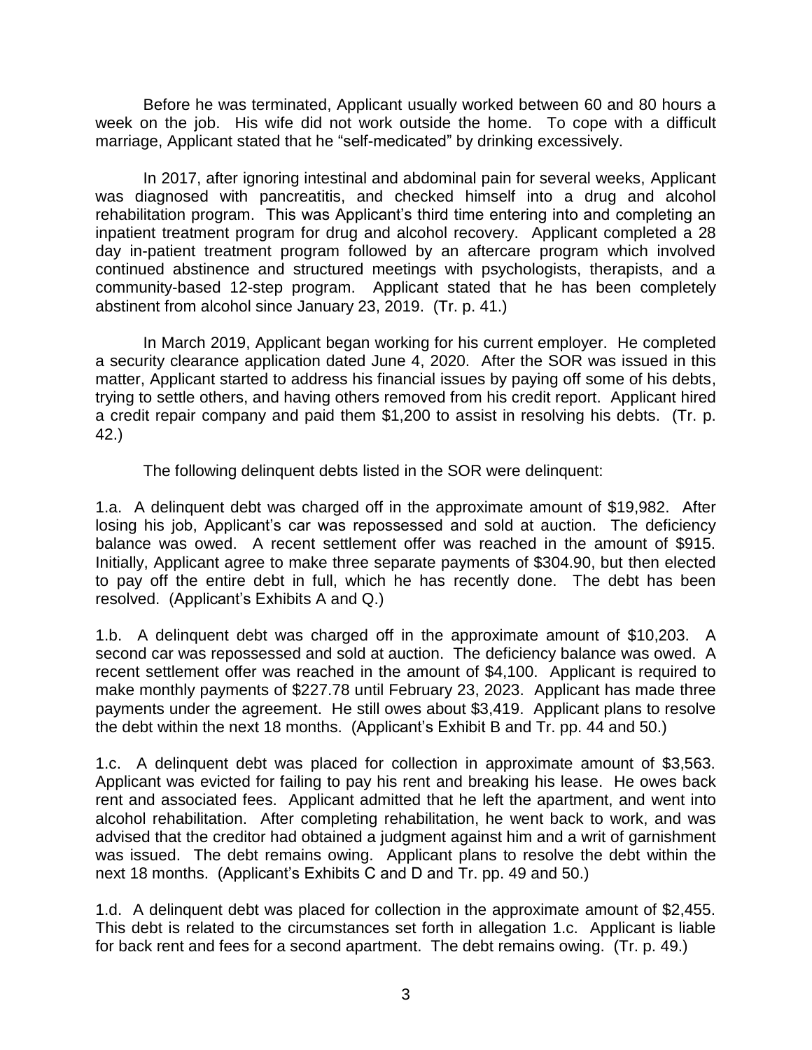Before he was terminated, Applicant usually worked between 60 and 80 hours a week on the job. His wife did not work outside the home. To cope with a difficult marriage, Applicant stated that he "self-medicated" by drinking excessively.

In 2017, after ignoring intestinal and abdominal pain for several weeks, Applicant was diagnosed with pancreatitis, and checked himself into a drug and alcohol rehabilitation program. This was Applicant's third time entering into and completing an inpatient treatment program for drug and alcohol recovery. Applicant completed a 28 day in-patient treatment program followed by an aftercare program which involved continued abstinence and structured meetings with psychologists, therapists, and a community-based 12-step program. Applicant stated that he has been completely abstinent from alcohol since January 23, 2019. (Tr. p. 41.)

In March 2019, Applicant began working for his current employer. He completed a security clearance application dated June 4, 2020. After the SOR was issued in this matter, Applicant started to address his financial issues by paying off some of his debts, trying to settle others, and having others removed from his credit report. Applicant hired a credit repair company and paid them $1,200 to assist in resolving his debts. (Tr. p. 42.)

The following delinquent debts listed in the SOR were delinquent:

1.a. A delinquent debt was charged off in the approximate amount of $19,982. After losing his job, Applicant's car was repossessed and sold at auction. The deficiency balance was owed. A recent settlement offer was reached in the amount of $915. Initially, Applicant agree to make three separate payments of $304.90, but then elected to pay off the entire debt in full, which he has recently done. The debt has been resolved. (Applicant's Exhibits A and Q.)

1.b. A delinquent debt was charged off in the approximate amount of $10,203. A second car was repossessed and sold at auction. The deficiency balance was owed. A recent settlement offer was reached in the amount of $4,100. Applicant is required to make monthly payments of $227.78 until February 23, 2023. Applicant has made three payments under the agreement. He still owes about $3,419. Applicant plans to resolve the debt within the next 18 months. (Applicant's Exhibit B and Tr. pp. 44 and 50.)

1.c. A delinquent debt was placed for collection in approximate amount of $3,563. Applicant was evicted for failing to pay his rent and breaking his lease. He owes back rent and associated fees. Applicant admitted that he left the apartment, and went into alcohol rehabilitation. After completing rehabilitation, he went back to work, and was advised that the creditor had obtained a judgment against him and a writ of garnishment was issued. The debt remains owing. Applicant plans to resolve the debt within the next 18 months. (Applicant's Exhibits C and D and Tr. pp. 49 and 50.)

1.d. A delinquent debt was placed for collection in the approximate amount of $2,455. This debt is related to the circumstances set forth in allegation 1.c. Applicant is liable for back rent and fees for a second apartment. The debt remains owing. (Tr. p. 49.)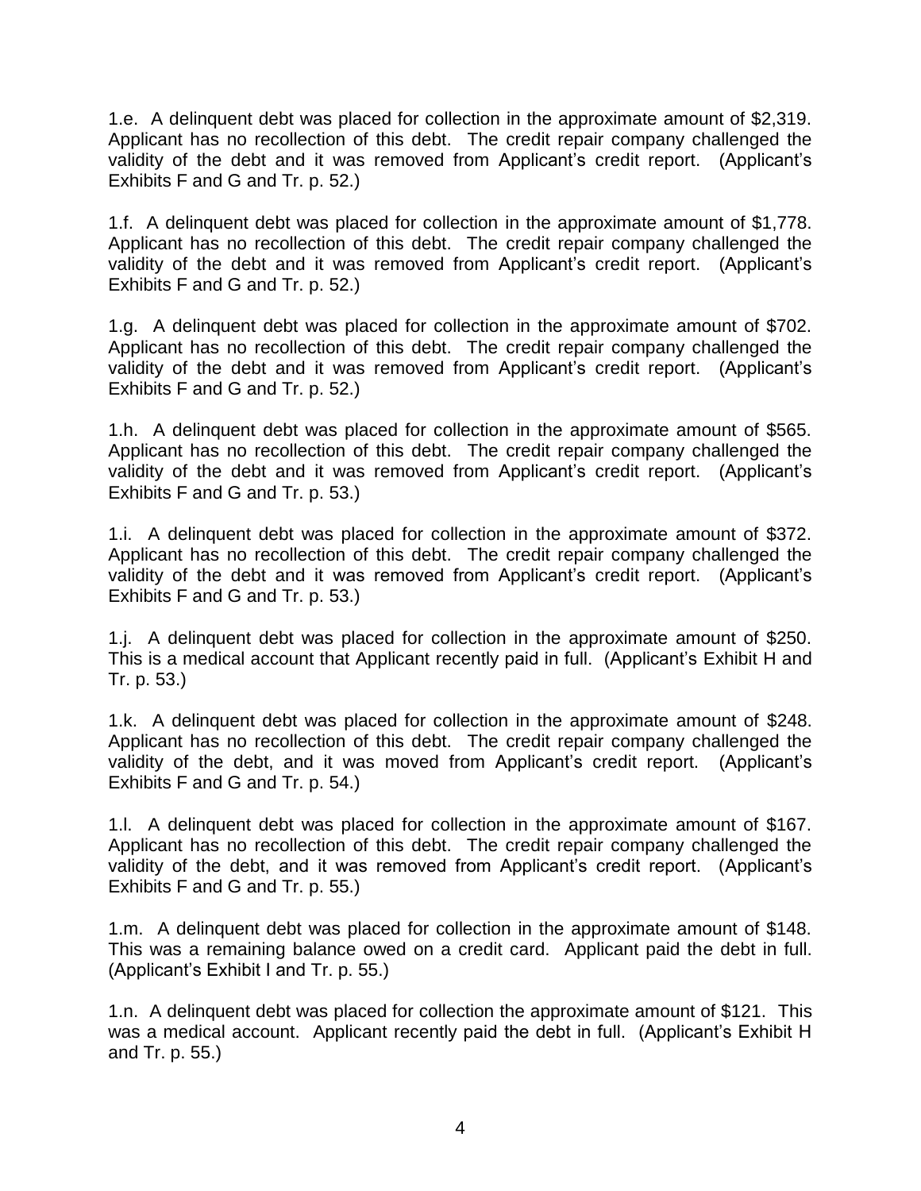1.e. A delinquent debt was placed for collection in the approximate amount of $2,319. Applicant has no recollection of this debt. The credit repair company challenged the validity of the debt and it was removed from Applicant's credit report. (Applicant's Exhibits F and G and Tr. p. 52.)

1.f. A delinquent debt was placed for collection in the approximate amount of $1,778. Applicant has no recollection of this debt. The credit repair company challenged the validity of the debt and it was removed from Applicant's credit report. (Applicant's Exhibits F and G and Tr. p. 52.)

1.g. A delinquent debt was placed for collection in the approximate amount of $702. Applicant has no recollection of this debt. The credit repair company challenged the validity of the debt and it was removed from Applicant's credit report. (Applicant's Exhibits F and G and Tr. p. 52.)

1.h. A delinquent debt was placed for collection in the approximate amount of $565. Applicant has no recollection of this debt. The credit repair company challenged the validity of the debt and it was removed from Applicant's credit report. (Applicant's Exhibits F and G and Tr. p. 53.)

1.i. A delinquent debt was placed for collection in the approximate amount of $372. Applicant has no recollection of this debt. The credit repair company challenged the validity of the debt and it was removed from Applicant's credit report. (Applicant's Exhibits F and G and Tr. p. 53.)

1.j. A delinquent debt was placed for collection in the approximate amount of $250. This is a medical account that Applicant recently paid in full. (Applicant's Exhibit H and Tr. p. 53.)

1.k. A delinquent debt was placed for collection in the approximate amount of $248. Applicant has no recollection of this debt. The credit repair company challenged the validity of the debt, and it was moved from Applicant's credit report. (Applicant's Exhibits F and G and Tr. p. 54.)

1.l. A delinquent debt was placed for collection in the approximate amount of $167. Applicant has no recollection of this debt. The credit repair company challenged the validity of the debt, and it was removed from Applicant's credit report. (Applicant's Exhibits F and G and Tr. p. 55.)

1.m. A delinquent debt was placed for collection in the approximate amount of $148. This was a remaining balance owed on a credit card. Applicant paid the debt in full. (Applicant's Exhibit I and Tr. p. 55.)

1.n. A delinquent debt was placed for collection the approximate amount of $121. This was a medical account. Applicant recently paid the debt in full. (Applicant's Exhibit H and Tr. p. 55.)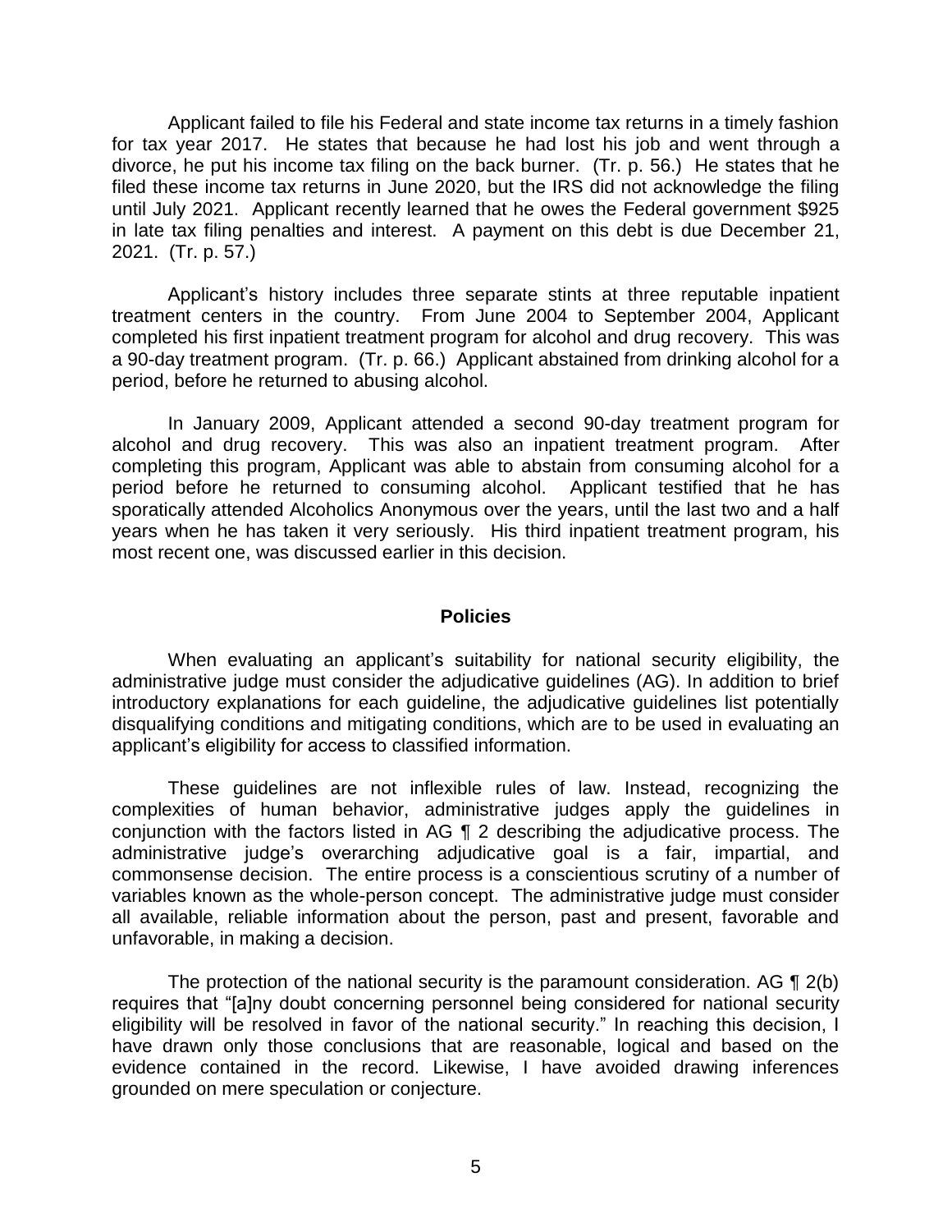Applicant failed to file his Federal and state income tax returns in a timely fashion for tax year 2017. He states that because he had lost his job and went through a divorce, he put his income tax filing on the back burner. (Tr. p. 56.) He states that he filed these income tax returns in June 2020, but the IRS did not acknowledge the filing until July 2021. Applicant recently learned that he owes the Federal government $925 in late tax filing penalties and interest. A payment on this debt is due December 21, 2021. (Tr. p. 57.)

Applicant's history includes three separate stints at three reputable inpatient treatment centers in the country. From June 2004 to September 2004, Applicant completed his first inpatient treatment program for alcohol and drug recovery. This was a 90-day treatment program. (Tr. p. 66.) Applicant abstained from drinking alcohol for a period, before he returned to abusing alcohol.

In January 2009, Applicant attended a second 90-day treatment program for alcohol and drug recovery. This was also an inpatient treatment program. After completing this program, Applicant was able to abstain from consuming alcohol for a period before he returned to consuming alcohol. Applicant testified that he has sporatically attended Alcoholics Anonymous over the years, until the last two and a half years when he has taken it very seriously. His third inpatient treatment program, his most recent one, was discussed earlier in this decision.

## Policies

When evaluating an applicant's suitability for national security eligibility, the administrative judge must consider the adjudicative guidelines (AG). In addition to brief introductory explanations for each guideline, the adjudicative guidelines list potentially disqualifying conditions and mitigating conditions, which are to be used in evaluating an applicant's eligibility for access to classified information.

These guidelines are not inflexible rules of law. Instead, recognizing the complexities of human behavior, administrative judges apply the guidelines in conjunction with the factors listed in AG ¶ 2 describing the adjudicative process. The administrative judge's overarching adjudicative goal is a fair, impartial, and commonsense decision. The entire process is a conscientious scrutiny of a number of variables known as the whole-person concept. The administrative judge must consider all available, reliable information about the person, past and present, favorable and unfavorable, in making a decision.

The protection of the national security is the paramount consideration. AG ¶ 2(b) requires that "[a]ny doubt concerning personnel being considered for national security eligibility will be resolved in favor of the national security." In reaching this decision, I have drawn only those conclusions that are reasonable, logical and based on the evidence contained in the record. Likewise, I have avoided drawing inferences grounded on mere speculation or conjecture.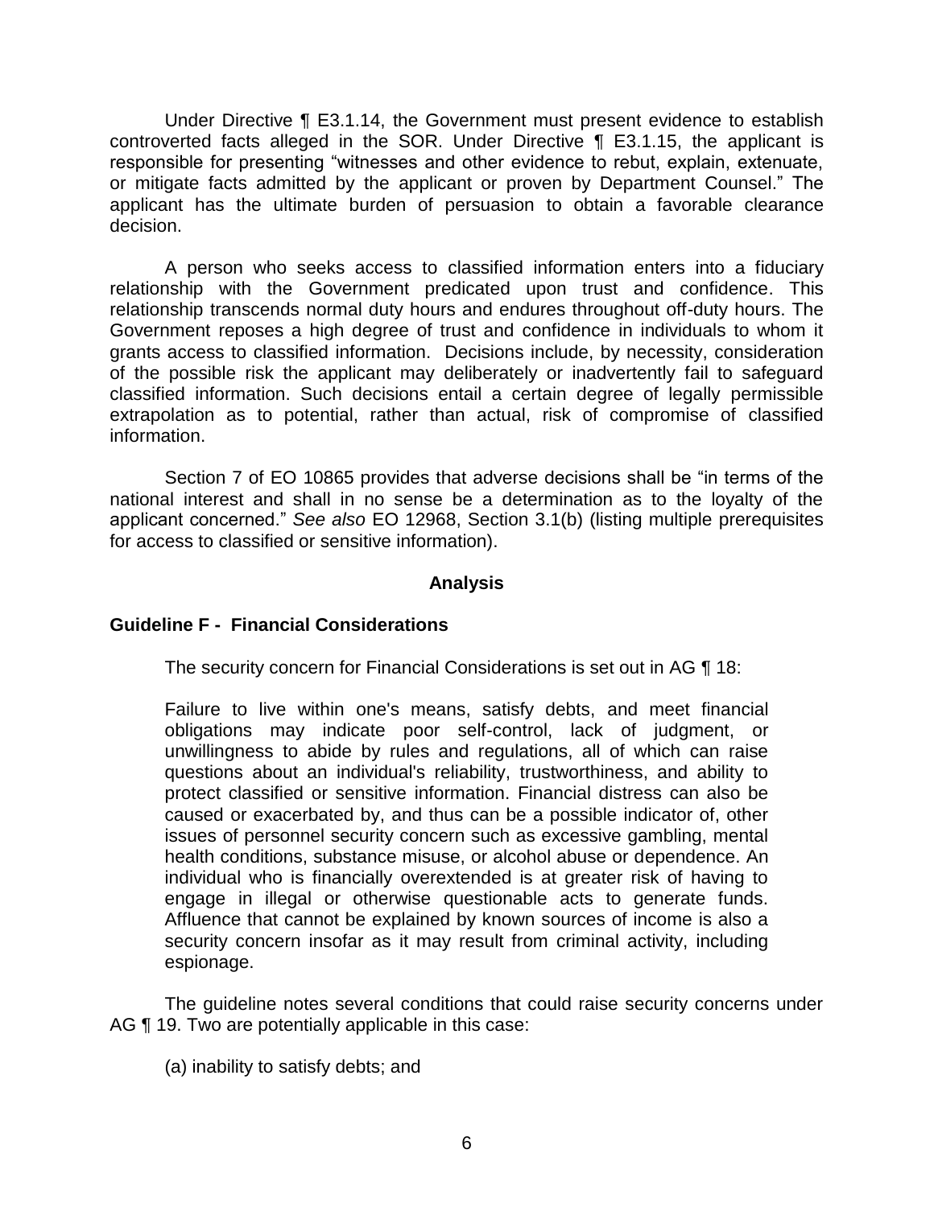Under Directive ¶ E3.1.14, the Government must present evidence to establish controverted facts alleged in the SOR. Under Directive ¶ E3.1.15, the applicant is responsible for presenting "witnesses and other evidence to rebut, explain, extenuate, or mitigate facts admitted by the applicant or proven by Department Counsel." The applicant has the ultimate burden of persuasion to obtain a favorable clearance decision.

A person who seeks access to classified information enters into a fiduciary relationship with the Government predicated upon trust and confidence. This relationship transcends normal duty hours and endures throughout off-duty hours. The Government reposes a high degree of trust and confidence in individuals to whom it grants access to classified information. Decisions include, by necessity, consideration of the possible risk the applicant may deliberately or inadvertently fail to safeguard classified information. Such decisions entail a certain degree of legally permissible extrapolation as to potential, rather than actual, risk of compromise of classified information.

Section 7 of EO 10865 provides that adverse decisions shall be "in terms of the national interest and shall in no sense be a determination as to the loyalty of the applicant concerned." *See also* EO 12968, Section 3.1(b) (listing multiple prerequisites for access to classified or sensitive information).

## Analysis

### Guideline F - Financial Considerations

The security concern for Financial Considerations is set out in AG ¶ 18:

> Failure to live within one's means, satisfy debts, and meet financial obligations may indicate poor self-control, lack of judgment, or unwillingness to abide by rules and regulations, all of which can raise questions about an individual's reliability, trustworthiness, and ability to protect classified or sensitive information. Financial distress can also be caused or exacerbated by, and thus can be a possible indicator of, other issues of personnel security concern such as excessive gambling, mental health conditions, substance misuse, or alcohol abuse or dependence. An individual who is financially overextended is at greater risk of having to engage in illegal or otherwise questionable acts to generate funds. Affluence that cannot be explained by known sources of income is also a security concern insofar as it may result from criminal activity, including espionage.

The guideline notes several conditions that could raise security concerns under AG ¶ 19. Two are potentially applicable in this case:

(a) inability to satisfy debts; and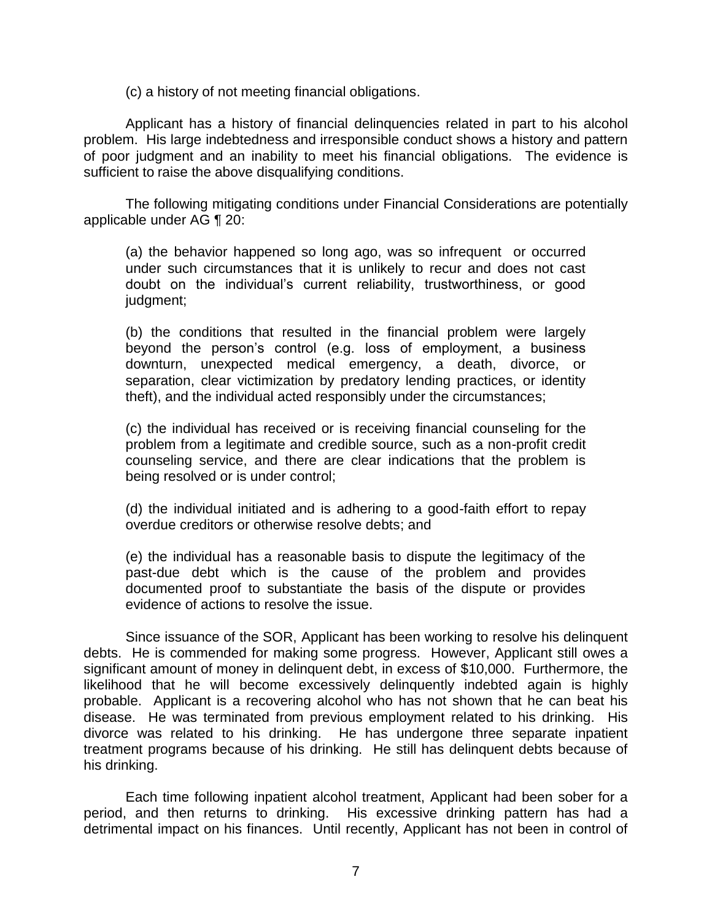(c) a history of not meeting financial obligations.

Applicant has a history of financial delinquencies related in part to his alcohol problem. His large indebtedness and irresponsible conduct shows a history and pattern of poor judgment and an inability to meet his financial obligations. The evidence is sufficient to raise the above disqualifying conditions.

The following mitigating conditions under Financial Considerations are potentially applicable under AG ¶ 20:

> (a) the behavior happened so long ago, was so infrequent or occurred under such circumstances that it is unlikely to recur and does not cast doubt on the individual's current reliability, trustworthiness, or good judgment;
>
> (b) the conditions that resulted in the financial problem were largely beyond the person's control (e.g. loss of employment, a business downturn, unexpected medical emergency, a death, divorce, or separation, clear victimization by predatory lending practices, or identity theft), and the individual acted responsibly under the circumstances;
>
> (c) the individual has received or is receiving financial counseling for the problem from a legitimate and credible source, such as a non-profit credit counseling service, and there are clear indications that the problem is being resolved or is under control;
>
> (d) the individual initiated and is adhering to a good-faith effort to repay overdue creditors or otherwise resolve debts; and
>
> (e) the individual has a reasonable basis to dispute the legitimacy of the past-due debt which is the cause of the problem and provides documented proof to substantiate the basis of the dispute or provides evidence of actions to resolve the issue.

Since issuance of the SOR, Applicant has been working to resolve his delinquent debts. He is commended for making some progress. However, Applicant still owes a significant amount of money in delinquent debt, in excess of $10,000. Furthermore, the likelihood that he will become excessively delinquently indebted again is highly probable. Applicant is a recovering alcohol who has not shown that he can beat his disease. He was terminated from previous employment related to his drinking. His divorce was related to his drinking. He has undergone three separate inpatient treatment programs because of his drinking. He still has delinquent debts because of his drinking.

Each time following inpatient alcohol treatment, Applicant had been sober for a period, and then returns to drinking. His excessive drinking pattern has had a detrimental impact on his finances. Until recently, Applicant has not been in control of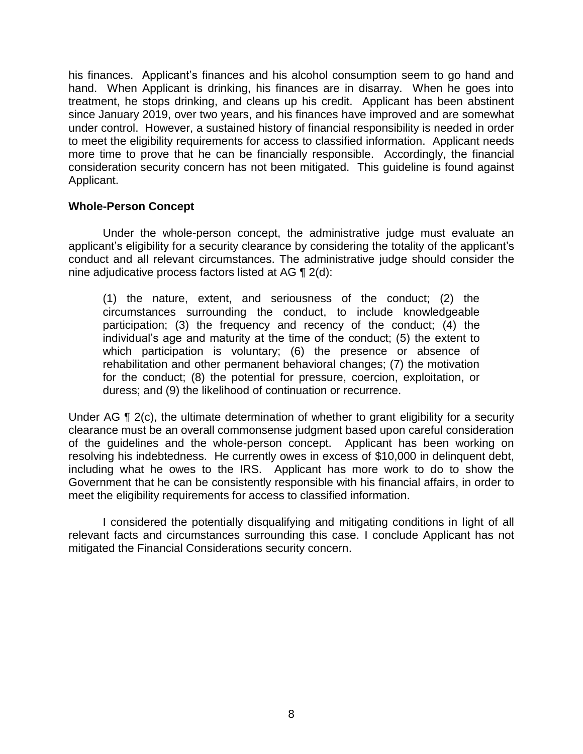his finances. Applicant's finances and his alcohol consumption seem to go hand and hand. When Applicant is drinking, his finances are in disarray. When he goes into treatment, he stops drinking, and cleans up his credit. Applicant has been abstinent since January 2019, over two years, and his finances have improved and are somewhat under control. However, a sustained history of financial responsibility is needed in order to meet the eligibility requirements for access to classified information. Applicant needs more time to prove that he can be financially responsible. Accordingly, the financial consideration security concern has not been mitigated. This guideline is found against Applicant.

**Whole-Person Concept**

Under the whole-person concept, the administrative judge must evaluate an applicant's eligibility for a security clearance by considering the totality of the applicant's conduct and all relevant circumstances. The administrative judge should consider the nine adjudicative process factors listed at AG ¶ 2(d):

> (1) the nature, extent, and seriousness of the conduct; (2) the circumstances surrounding the conduct, to include knowledgeable participation; (3) the frequency and recency of the conduct; (4) the individual's age and maturity at the time of the conduct; (5) the extent to which participation is voluntary; (6) the presence or absence of rehabilitation and other permanent behavioral changes; (7) the motivation for the conduct; (8) the potential for pressure, coercion, exploitation, or duress; and (9) the likelihood of continuation or recurrence.

Under AG ¶ 2(c), the ultimate determination of whether to grant eligibility for a security clearance must be an overall commonsense judgment based upon careful consideration of the guidelines and the whole-person concept. Applicant has been working on resolving his indebtedness. He currently owes in excess of $10,000 in delinquent debt, including what he owes to the IRS. Applicant has more work to do to show the Government that he can be consistently responsible with his financial affairs, in order to meet the eligibility requirements for access to classified information.

I considered the potentially disqualifying and mitigating conditions in light of all relevant facts and circumstances surrounding this case. I conclude Applicant has not mitigated the Financial Considerations security concern.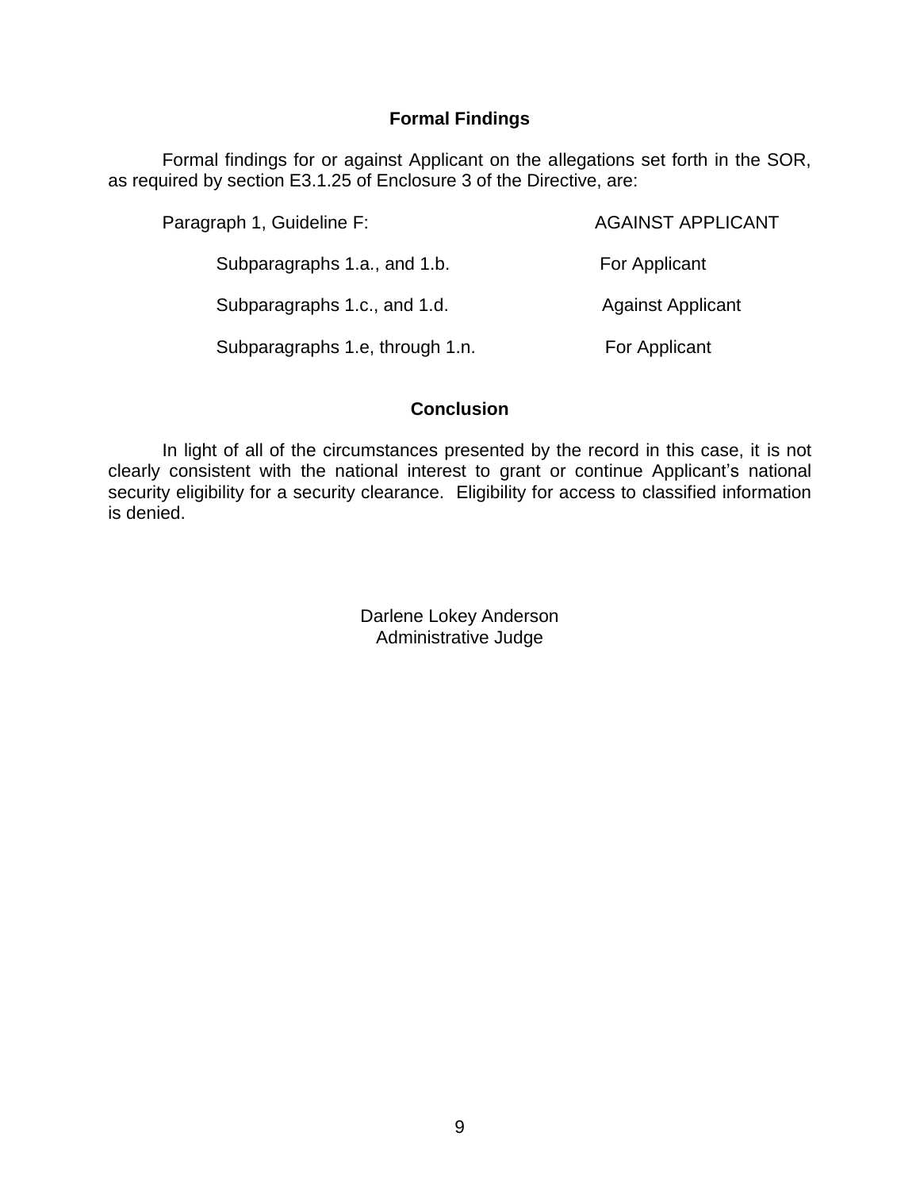## Formal Findings

Formal findings for or against Applicant on the allegations set forth in the SOR, as required by section E3.1.25 of Enclosure 3 of the Directive, are:

| | |
|---|---|
| Paragraph 1, Guideline F: | AGAINST APPLICANT |
| Subparagraphs 1.a., and 1.b. | For Applicant |
| Subparagraphs 1.c., and 1.d. | Against Applicant |
| Subparagraphs 1.e, through 1.n. | For Applicant |

## Conclusion

In light of all of the circumstances presented by the record in this case, it is not clearly consistent with the national interest to grant or continue Applicant's national security eligibility for a security clearance. Eligibility for access to classified information is denied.

Darlene Lokey Anderson
Administrative Judge